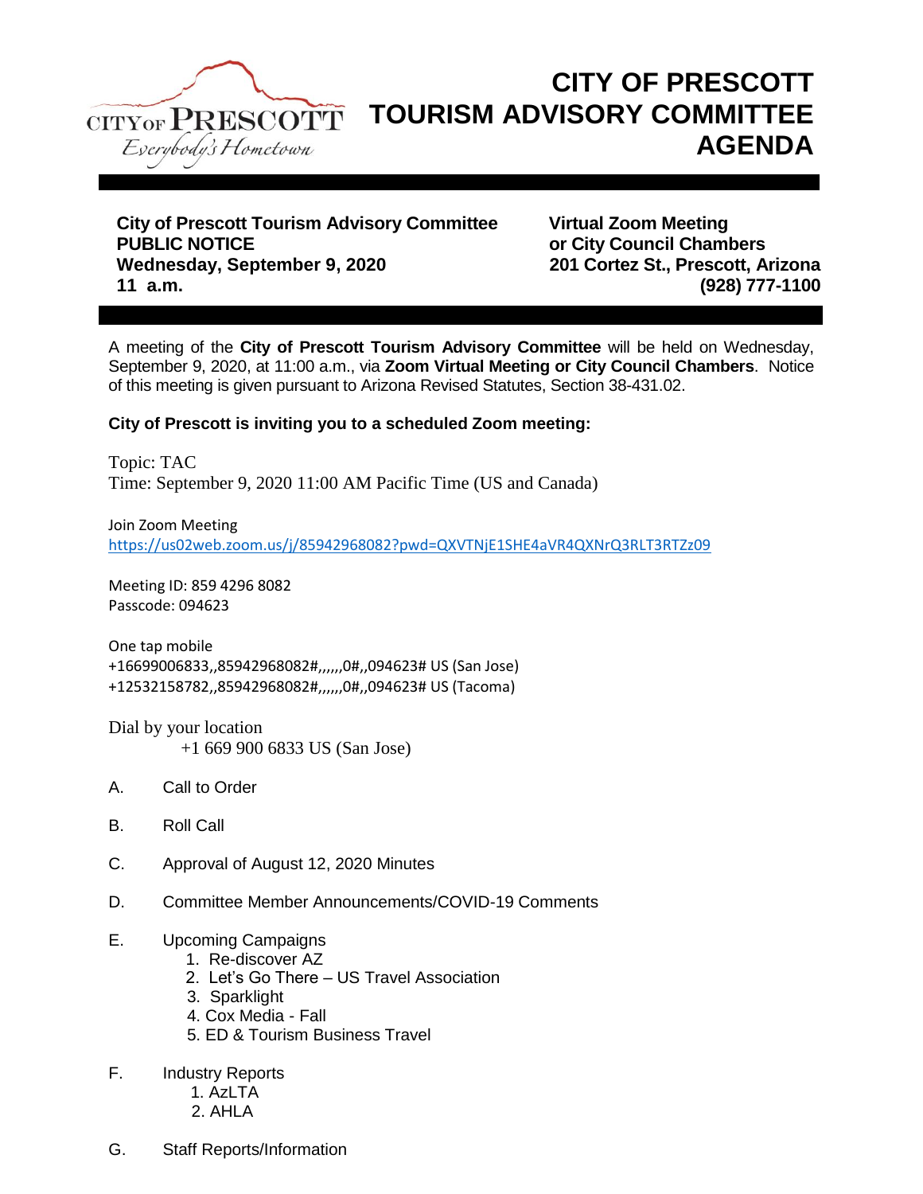CITY OF PRESCOTT
Everybody's Hometown

# CITY OF PRESCOTT TOURISM ADVISORY COMMITTEE AGENDA

**City of Prescott Tourism Advisory Committee**
**PUBLIC NOTICE**
**Wednesday, September 9, 2020**
**11 a.m.**

**Virtual Zoom Meeting**
**or City Council Chambers**
**201 Cortez St., Prescott, Arizona**
**(928) 777-1100**

A meeting of the **City of Prescott Tourism Advisory Committee** will be held on Wednesday, September 9, 2020, at 11:00 a.m., via **Zoom Virtual Meeting or City Council Chambers**. Notice of this meeting is given pursuant to Arizona Revised Statutes, Section 38-431.02.

**City of Prescott is inviting you to a scheduled Zoom meeting:**

Topic: TAC
Time: September 9, 2020 11:00 AM Pacific Time (US and Canada)

Join Zoom Meeting
https://us02web.zoom.us/j/85942968082?pwd=QXVTNjE1SHE4aVR4QXNrQ3RLT3RTZz09

Meeting ID: 859 4296 8082
Passcode: 094623

One tap mobile
+16699006833,,85942968082#,,,,,,0#,,094623# US (San Jose)
+12532158782,,85942968082#,,,,,,0#,,094623# US (Tacoma)

Dial by your location
+1 669 900 6833 US (San Jose)

A. Call to Order

B. Roll Call

C. Approval of August 12, 2020 Minutes

D. Committee Member Announcements/COVID-19 Comments

E. Upcoming Campaigns
   1. Re-discover AZ
   2. Let's Go There – US Travel Association
   3. Sparklight
   4. Cox Media - Fall
   5. ED & Tourism Business Travel

F. Industry Reports
   1. AzLTA
   2. AHLA

G. Staff Reports/Information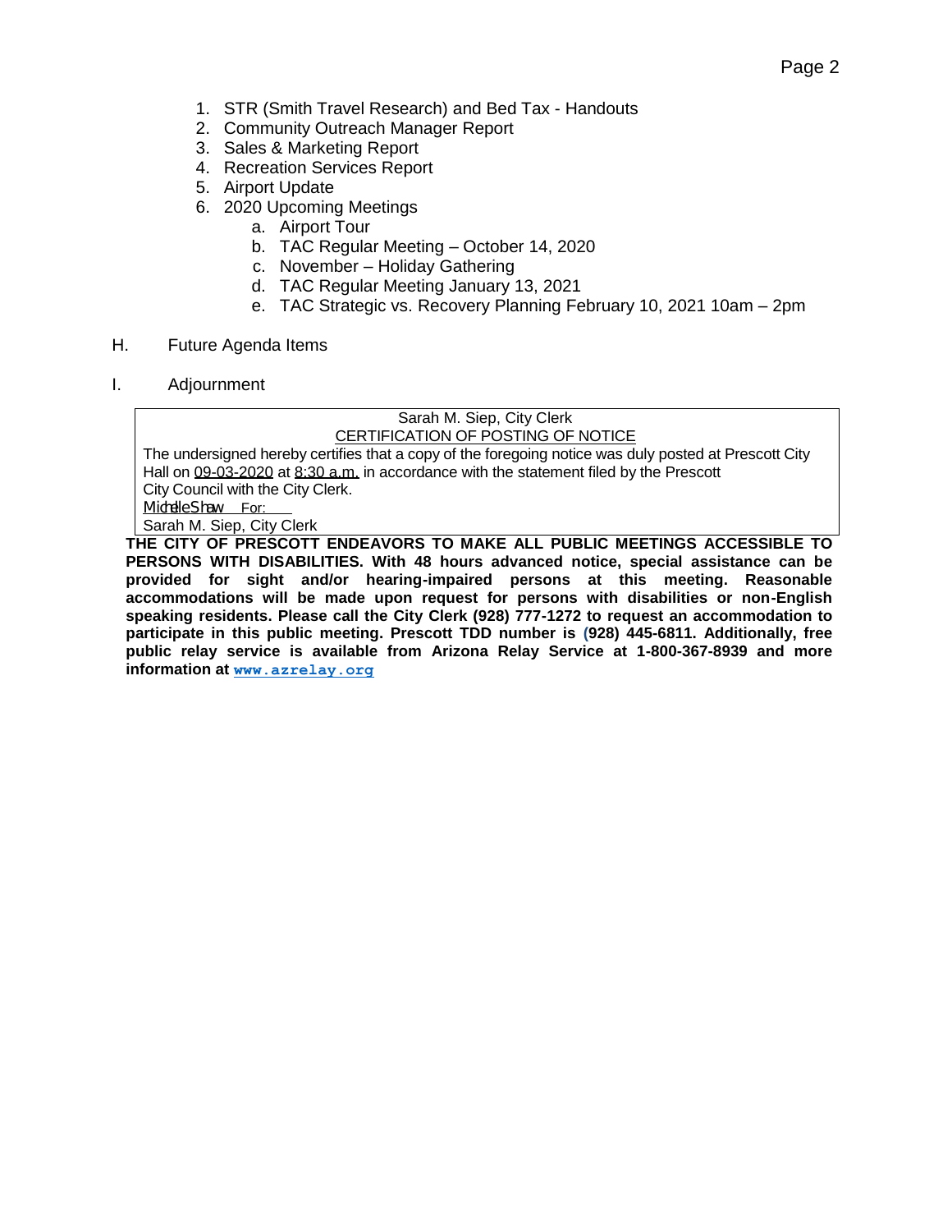1. STR (Smith Travel Research) and Bed Tax - Handouts
2. Community Outreach Manager Report
3. Sales & Marketing Report
4. Recreation Services Report
5. Airport Update
6. 2020 Upcoming Meetings
   a. Airport Tour
   b. TAC Regular Meeting – October 14, 2020
   c. November – Holiday Gathering
   d. TAC Regular Meeting January 13, 2021
   e. TAC Strategic vs. Recovery Planning February 10, 2021 10am – 2pm

H. Future Agenda Items

I. Adjournment

Sarah M. Siep, City Clerk

CERTIFICATION OF POSTING OF NOTICE

The undersigned hereby certifies that a copy of the foregoing notice was duly posted at Prescott City Hall on 09-03-2020 at 8:30 a.m. in accordance with the statement filed by the Prescott City Council with the City Clerk.

Michelle Shaw For:

Sarah M. Siep, City Clerk

**THE CITY OF PRESCOTT ENDEAVORS TO MAKE ALL PUBLIC MEETINGS ACCESSIBLE TO PERSONS WITH DISABILITIES. With 48 hours advanced notice, special assistance can be provided for sight and/or hearing-impaired persons at this meeting. Reasonable accommodations will be made upon request for persons with disabilities or non-English speaking residents. Please call the City Clerk (928) 777-1272 to request an accommodation to participate in this public meeting. Prescott TDD number is (928) 445-6811. Additionally, free public relay service is available from Arizona Relay Service at 1-800-367-8939 and more information at www.azrelay.org**